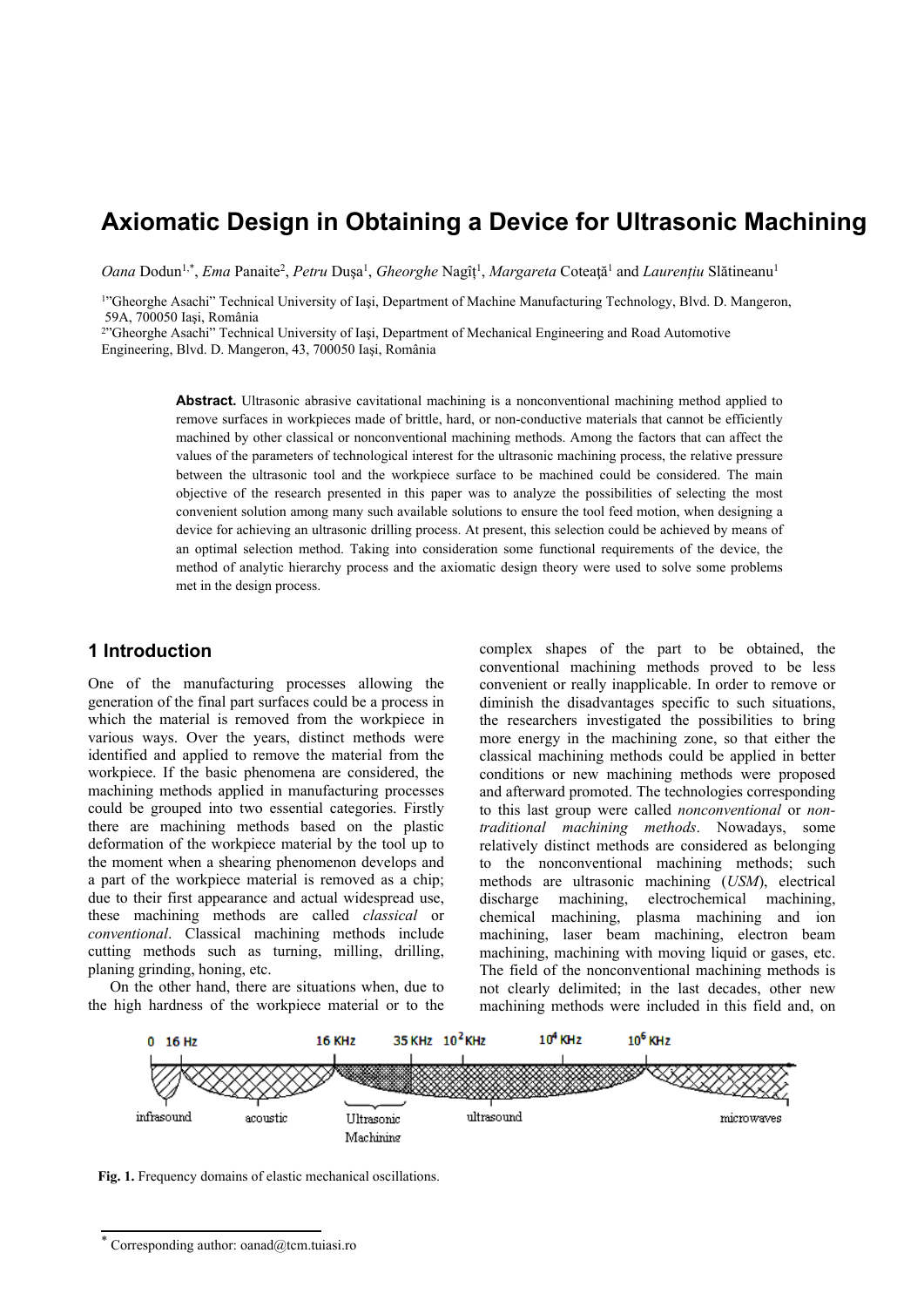# Axiomatic Design in Obtaining a Device for Ultrasonic Machining

*Oana* Dodun[1,*], *Ema* Panaite[2], *Petru* Duşa[1], *Gheorghe* Nagîţ[1], *Margareta* Coteaţă[1] and *Laurenţiu* Slătineanu[1]

[1]"Gheorghe Asachi" Technical University of Iaşi, Department of Machine Manufacturing Technology, Blvd. D. Mangeron, 59A, 700050 Iaşi, România

[2]"Gheorghe Asachi" Technical University of Iaşi, Department of Mechanical Engineering and Road Automotive Engineering, Blvd. D. Mangeron, 43, 700050 Iaşi, România

**Abstract.** Ultrasonic abrasive cavitational machining is a nonconventional machining method applied to remove surfaces in workpieces made of brittle, hard, or non-conductive materials that cannot be efficiently machined by other classical or nonconventional machining methods. Among the factors that can affect the values of the parameters of technological interest for the ultrasonic machining process, the relative pressure between the ultrasonic tool and the workpiece surface to be machined could be considered. The main objective of the research presented in this paper was to analyze the possibilities of selecting the most convenient solution among many such available solutions to ensure the tool feed motion, when designing a device for achieving an ultrasonic drilling process. At present, this selection could be achieved by means of an optimal selection method. Taking into consideration some functional requirements of the device, the method of analytic hierarchy process and the axiomatic design theory were used to solve some problems met in the design process.

## 1 Introduction

One of the manufacturing processes allowing the generation of the final part surfaces could be a process in which the material is removed from the workpiece in various ways. Over the years, distinct methods were identified and applied to remove the material from the workpiece. If the basic phenomena are considered, the machining methods applied in manufacturing processes could be grouped into two essential categories. Firstly there are machining methods based on the plastic deformation of the workpiece material by the tool up to the moment when a shearing phenomenon develops and a part of the workpiece material is removed as a chip; due to their first appearance and actual widespread use, these machining methods are called *classical* or *conventional*. Classical machining methods include cutting methods such as turning, milling, drilling, planing grinding, honing, etc.

On the other hand, there are situations when, due to the high hardness of the workpiece material or to the complex shapes of the part to be obtained, the conventional machining methods proved to be less convenient or really inapplicable. In order to remove or diminish the disadvantages specific to such situations, the researchers investigated the possibilities to bring more energy in the machining zone, so that either the classical machining methods could be applied in better conditions or new machining methods were proposed and afterward promoted. The technologies corresponding to this last group were called *nonconventional* or *non-traditional machining methods*. Nowadays, some relatively distinct methods are considered as belonging to the nonconventional machining methods; such methods are ultrasonic machining (*USM*), electrical discharge machining, electrochemical machining, chemical machining, plasma machining and ion machining, laser beam machining, electron beam machining, machining with moving liquid or gases, etc. The field of the nonconventional machining methods is not clearly delimited; in the last decades, other new machining methods were included in this field and, on

0 16 Hz 16 KHz 35 KHz $10^2$ KHz $10^4$ KHz $10^6$ KHz

infrasound acoustic Ultrasonic Machining ultrasound microwaves

**Fig. 1.** Frequency domains of elastic mechanical oscillations.

* Corresponding author: oanad@tcm.tuiasi.ro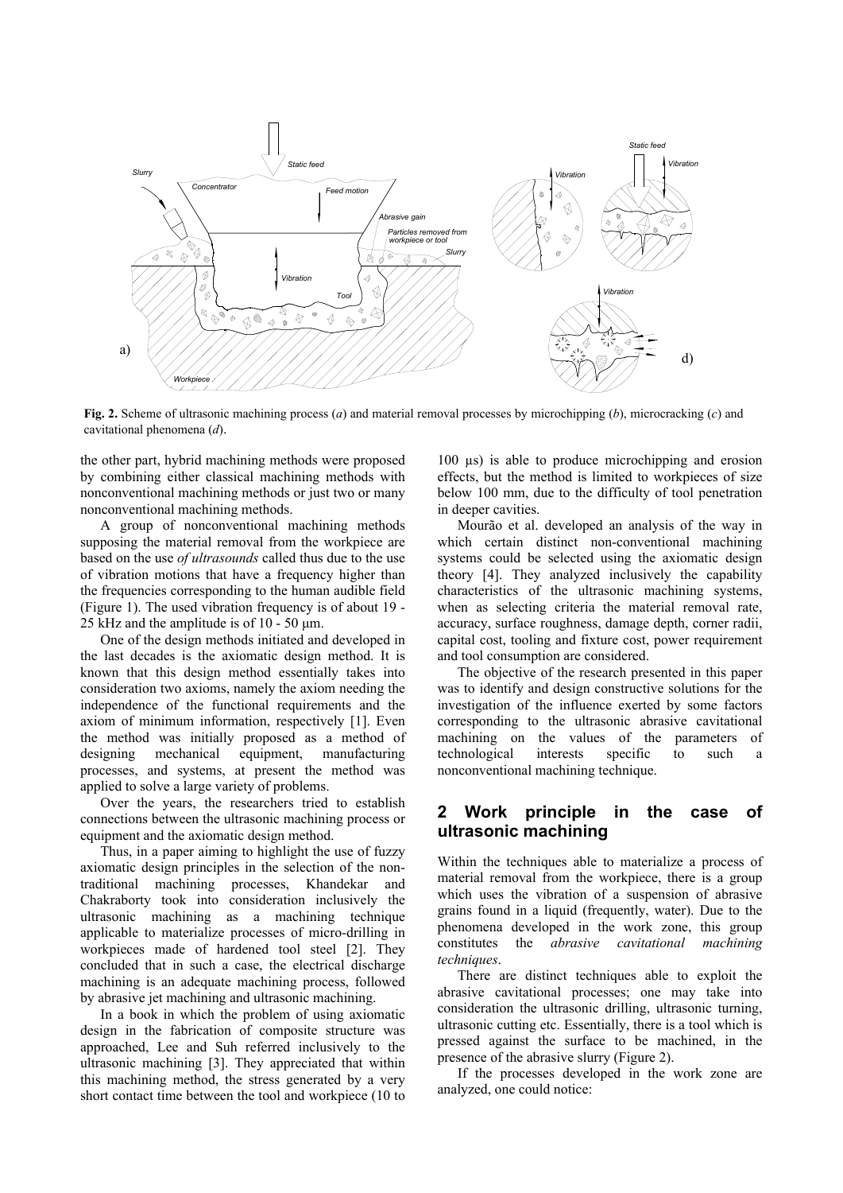**Fig. 2.** Scheme of ultrasonic machining process (*a*) and material removal processes by microchipping (*b*), microcracking (*c*) and cavitational phenomena (*d*).

the other part, hybrid machining methods were proposed by combining either classical machining methods with nonconventional machining methods or just two or many nonconventional machining methods.

A group of nonconventional machining methods supposing the material removal from the workpiece are based on the use *of ultrasounds* called thus due to the use of vibration motions that have a frequency higher than the frequencies corresponding to the human audible field (Figure 1). The used vibration frequency is of about 19 - 25 kHz and the amplitude is of 10 - 50 μm.

One of the design methods initiated and developed in the last decades is the axiomatic design method. It is known that this design method essentially takes into consideration two axioms, namely the axiom needing the independence of the functional requirements and the axiom of minimum information, respectively [1]. Even the method was initially proposed as a method of designing mechanical equipment, manufacturing processes, and systems, at present the method was applied to solve a large variety of problems.

Over the years, the researchers tried to establish connections between the ultrasonic machining process or equipment and the axiomatic design method.

Thus, in a paper aiming to highlight the use of fuzzy axiomatic design principles in the selection of the non-traditional machining processes, Khandekar and Chakraborty took into consideration inclusively the ultrasonic machining as a machining technique applicable to materialize processes of micro-drilling in workpieces made of hardened tool steel [2]. They concluded that in such a case, the electrical discharge machining is an adequate machining process, followed by abrasive jet machining and ultrasonic machining.

In a book in which the problem of using axiomatic design in the fabrication of composite structure was approached, Lee and Suh referred inclusively to the ultrasonic machining [3]. They appreciated that within this machining method, the stress generated by a very short contact time between the tool and workpiece (10 to 100 μs) is able to produce microchipping and erosion effects, but the method is limited to workpieces of size below 100 mm, due to the difficulty of tool penetration in deeper cavities.

Mourão et al. developed an analysis of the way in which certain distinct non-conventional machining systems could be selected using the axiomatic design theory [4]. They analyzed inclusively the capability characteristics of the ultrasonic machining systems, when as selecting criteria the material removal rate, accuracy, surface roughness, damage depth, corner radii, capital cost, tooling and fixture cost, power requirement and tool consumption are considered.

The objective of the research presented in this paper was to identify and design constructive solutions for the investigation of the influence exerted by some factors corresponding to the ultrasonic abrasive cavitational machining on the values of the parameters of technological interests specific to such a nonconventional machining technique.

## 2 Work principle in the case of ultrasonic machining

Within the techniques able to materialize a process of material removal from the workpiece, there is a group which uses the vibration of a suspension of abrasive grains found in a liquid (frequently, water). Due to the phenomena developed in the work zone, this group constitutes the *abrasive cavitational machining techniques*.

There are distinct techniques able to exploit the abrasive cavitational processes; one may take into consideration the ultrasonic drilling, ultrasonic turning, ultrasonic cutting etc. Essentially, there is a tool which is pressed against the surface to be machined, in the presence of the abrasive slurry (Figure 2).

If the processes developed in the work zone are analyzed, one could notice: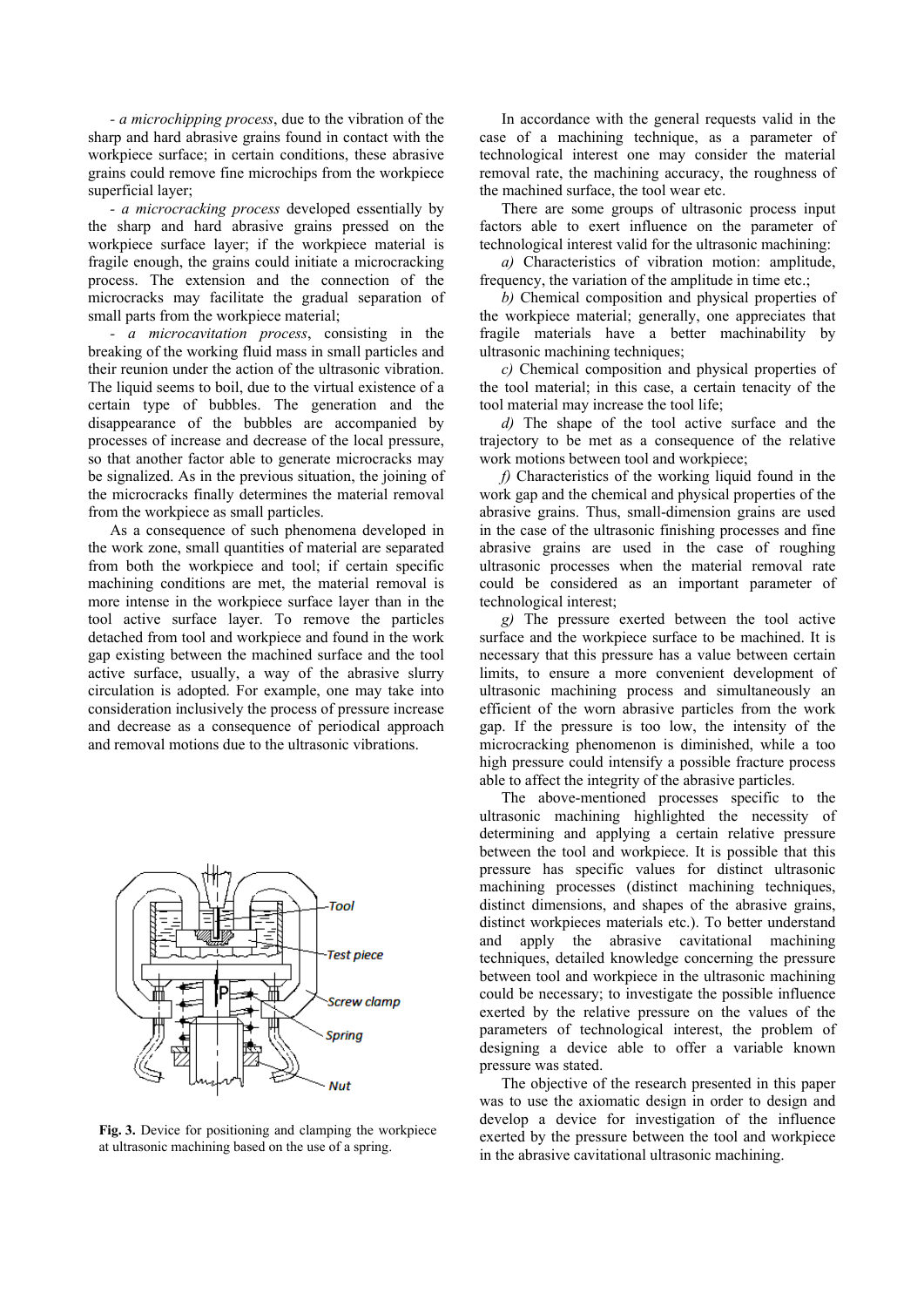- *a microchipping process*, due to the vibration of the sharp and hard abrasive grains found in contact with the workpiece surface; in certain conditions, these abrasive grains could remove fine microchips from the workpiece superficial layer;

- *a microcracking process* developed essentially by the sharp and hard abrasive grains pressed on the workpiece surface layer; if the workpiece material is fragile enough, the grains could initiate a microcracking process. The extension and the connection of the microcracks may facilitate the gradual separation of small parts from the workpiece material;

- *a microcavitation process*, consisting in the breaking of the working fluid mass in small particles and their reunion under the action of the ultrasonic vibration. The liquid seems to boil, due to the virtual existence of a certain type of bubbles. The generation and the disappearance of the bubbles are accompanied by processes of increase and decrease of the local pressure, so that another factor able to generate microcracks may be signalized. As in the previous situation, the joining of the microcracks finally determines the material removal from the workpiece as small particles.

As a consequence of such phenomena developed in the work zone, small quantities of material are separated from both the workpiece and tool; if certain specific machining conditions are met, the material removal is more intense in the workpiece surface layer than in the tool active surface layer. To remove the particles detached from tool and workpiece and found in the work gap existing between the machined surface and the tool active surface, usually, a way of the abrasive slurry circulation is adopted. For example, one may take into consideration inclusively the process of pressure increase and decrease as a consequence of periodical approach and removal motions due to the ultrasonic vibrations.

**Fig. 3.** Device for positioning and clamping the workpiece at ultrasonic machining based on the use of a spring.

In accordance with the general requests valid in the case of a machining technique, as a parameter of technological interest one may consider the material removal rate, the machining accuracy, the roughness of the machined surface, the tool wear etc.

There are some groups of ultrasonic process input factors able to exert influence on the parameter of technological interest valid for the ultrasonic machining:

*a)* Characteristics of vibration motion: amplitude, frequency, the variation of the amplitude in time etc.;

*b)* Chemical composition and physical properties of the workpiece material; generally, one appreciates that fragile materials have a better machinability by ultrasonic machining techniques;

*c)* Chemical composition and physical properties of the tool material; in this case, a certain tenacity of the tool material may increase the tool life;

*d)* The shape of the tool active surface and the trajectory to be met as a consequence of the relative work motions between tool and workpiece;

*f)* Characteristics of the working liquid found in the work gap and the chemical and physical properties of the abrasive grains. Thus, small-dimension grains are used in the case of the ultrasonic finishing processes and fine abrasive grains are used in the case of roughing ultrasonic processes when the material removal rate could be considered as an important parameter of technological interest;

*g)* The pressure exerted between the tool active surface and the workpiece surface to be machined. It is necessary that this pressure has a value between certain limits, to ensure a more convenient development of ultrasonic machining process and simultaneously an efficient of the worn abrasive particles from the work gap. If the pressure is too low, the intensity of the microcracking phenomenon is diminished, while a too high pressure could intensify a possible fracture process able to affect the integrity of the abrasive particles.

The above-mentioned processes specific to the ultrasonic machining highlighted the necessity of determining and applying a certain relative pressure between the tool and workpiece. It is possible that this pressure has specific values for distinct ultrasonic machining processes (distinct machining techniques, distinct dimensions, and shapes of the abrasive grains, distinct workpieces materials etc.). To better understand and apply the abrasive cavitational machining techniques, detailed knowledge concerning the pressure between tool and workpiece in the ultrasonic machining could be necessary; to investigate the possible influence exerted by the relative pressure on the values of the parameters of technological interest, the problem of designing a device able to offer a variable known pressure was stated.

The objective of the research presented in this paper was to use the axiomatic design in order to design and develop a device for investigation of the influence exerted by the pressure between the tool and workpiece in the abrasive cavitational ultrasonic machining.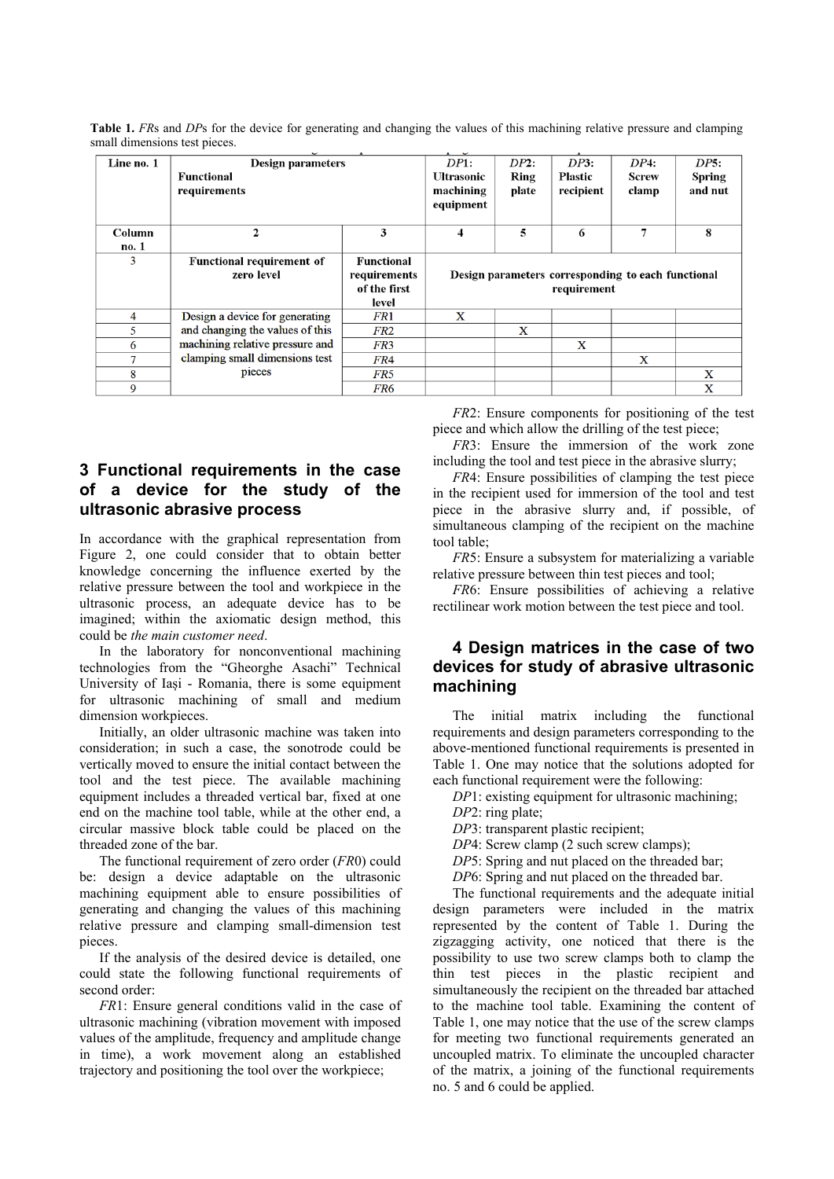**Table 1.** *FR*s and *DP*s for the device for generating and changing the values of this machining relative pressure and clamping small dimensions test pieces.

| Line no. 1 | Design parameters / Functional requirements | | *DP*1: Ultrasonic machining equipment | *DP*2: Ring plate | *DP*3: Plastic recipient | *DP*4: Screw clamp | *DP*5: Spring and nut |
|---|---|---|---|---|---|---|---|
| Column no. 1 | 2 | 3 | 4 | 5 | 6 | 7 | 8 |
| 3 | Functional requirement of zero level | Functional requirements of the first level | Design parameters corresponding to each functional requirement | | | | |
| 4 | Design a device for generating and changing the values of this machining relative pressure and clamping small dimensions test pieces | *FR*1 | X | | | | |
| 5 | | *FR*2 | | X | | | |
| 6 | | *FR*3 | | | X | | |
| 7 | | *FR*4 | | | | X | |
| 8 | | *FR*5 | | | | | X |
| 9 | | *FR*6 | | | | | X |

## 3 Functional requirements in the case of a device for the study of the ultrasonic abrasive process

In accordance with the graphical representation from Figure 2, one could consider that to obtain better knowledge concerning the influence exerted by the relative pressure between the tool and workpiece in the ultrasonic process, an adequate device has to be imagined; within the axiomatic design method, this could be *the main customer need*.

In the laboratory for nonconventional machining technologies from the "Gheorghe Asachi" Technical University of Iași - Romania, there is some equipment for ultrasonic machining of small and medium dimension workpieces.

Initially, an older ultrasonic machine was taken into consideration; in such a case, the sonotrode could be vertically moved to ensure the initial contact between the tool and the test piece. The available machining equipment includes a threaded vertical bar, fixed at one end on the machine tool table, while at the other end, a circular massive block table could be placed on the threaded zone of the bar.

The functional requirement of zero order (*FR*0) could be: design a device adaptable on the ultrasonic machining equipment able to ensure possibilities of generating and changing the values of this machining relative pressure and clamping small-dimension test pieces.

If the analysis of the desired device is detailed, one could state the following functional requirements of second order:

*FR*1: Ensure general conditions valid in the case of ultrasonic machining (vibration movement with imposed values of the amplitude, frequency and amplitude change in time), a work movement along an established trajectory and positioning the tool over the workpiece;

*FR*2: Ensure components for positioning of the test piece and which allow the drilling of the test piece;

*FR*3: Ensure the immersion of the work zone including the tool and test piece in the abrasive slurry;

*FR*4: Ensure possibilities of clamping the test piece in the recipient used for immersion of the tool and test piece in the abrasive slurry and, if possible, of simultaneous clamping of the recipient on the machine tool table;

*FR*5: Ensure a subsystem for materializing a variable relative pressure between thin test pieces and tool;

*FR*6: Ensure possibilities of achieving a relative rectilinear work motion between the test piece and tool.

## 4 Design matrices in the case of two devices for study of abrasive ultrasonic machining

The initial matrix including the functional requirements and design parameters corresponding to the above-mentioned functional requirements is presented in Table 1. One may notice that the solutions adopted for each functional requirement were the following:

*DP*1: existing equipment for ultrasonic machining;

*DP*2: ring plate;

*DP*3: transparent plastic recipient;

*DP*4: Screw clamp (2 such screw clamps);

*DP*5: Spring and nut placed on the threaded bar;

*DP*6: Spring and nut placed on the threaded bar.

The functional requirements and the adequate initial design parameters were included in the matrix represented by the content of Table 1. During the zigzagging activity, one noticed that there is the possibility to use two screw clamps both to clamp the thin test pieces in the plastic recipient and simultaneously the recipient on the threaded bar attached to the machine tool table. Examining the content of Table 1, one may notice that the use of the screw clamps for meeting two functional requirements generated an uncoupled matrix. To eliminate the uncoupled character of the matrix, a joining of the functional requirements no. 5 and 6 could be applied.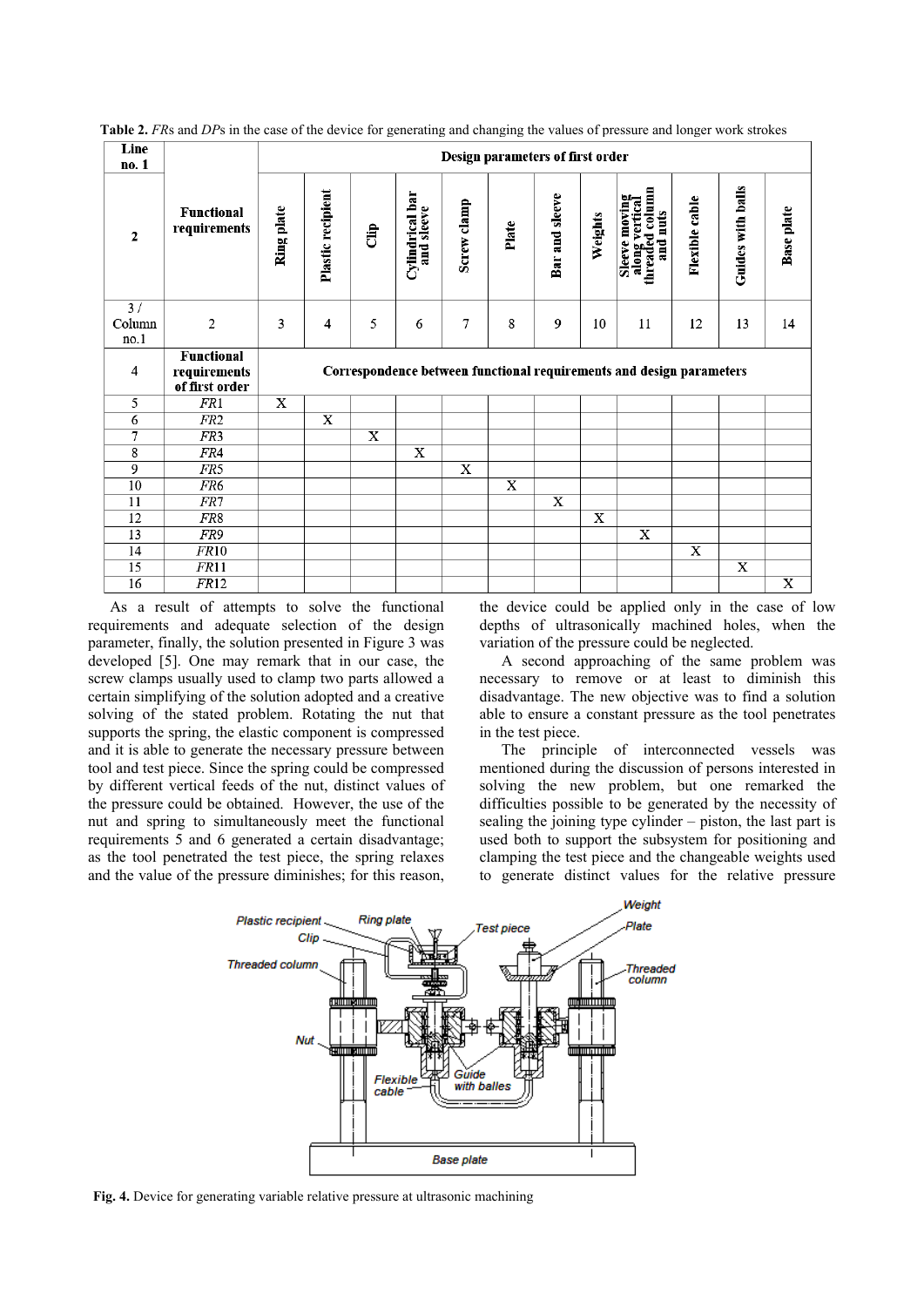**Table 2.** *FR*s and *DP*s in the case of the device for generating and changing the values of pressure and longer work strokes

| Line no. 1 | | Design parameters of first order | | | | | | | | | | | |
|---|---|---|---|---|---|---|---|---|---|---|---|---|---|
| 2 | Functional requirements | Ring plate | Plastic recipient | Clip | Cylindrical bar and sleeve | Screw clamp | Plate | Bar and sleeve | Weights | Sleeve moving along vertical threaded column and nuts | Flexible cable | Guides with balls | Base plate |
| 3 / Column no.1 | 2 | 3 | 4 | 5 | 6 | 7 | 8 | 9 | 10 | 11 | 12 | 13 | 14 |
| 4 | Functional requirements of first order | Correspondence between functional requirements and design parameters | | | | | | | | | | | |
| 5 | *FR*1 | X | | | | | | | | | | | |
| 6 | *FR*2 | | X | | | | | | | | | | |
| 7 | *FR*3 | | | X | | | | | | | | | |
| 8 | *FR*4 | | | | X | | | | | | | | |
| 9 | *FR*5 | | | | | X | | | | | | | |
| 10 | *FR*6 | | | | | | X | | | | | | |
| 11 | *FR*7 | | | | | | | X | | | | | |
| 12 | *FR*8 | | | | | | | | X | | | | |
| 13 | *FR*9 | | | | | | | | | X | | | |
| 14 | *FR*10 | | | | | | | | | | X | | |
| 15 | *FR*11 | | | | | | | | | | | X | |
| 16 | *FR*12 | | | | | | | | | | | | X |

As a result of attempts to solve the functional requirements and adequate selection of the design parameter, finally, the solution presented in Figure 3 was developed [5]. One may remark that in our case, the screw clamps usually used to clamp two parts allowed a certain simplifying of the solution adopted and a creative solving of the stated problem. Rotating the nut that supports the spring, the elastic component is compressed and it is able to generate the necessary pressure between tool and test piece. Since the spring could be compressed by different vertical feeds of the nut, distinct values of the pressure could be obtained. However, the use of the nut and spring to simultaneously meet the functional requirements 5 and 6 generated a certain disadvantage; as the tool penetrated the test piece, the spring relaxes and the value of the pressure diminishes; for this reason, the device could be applied only in the case of low depths of ultrasonically machined holes, when the variation of the pressure could be neglected.

A second approaching of the same problem was necessary to remove or at least to diminish this disadvantage. The new objective was to find a solution able to ensure a constant pressure as the tool penetrates in the test piece.

The principle of interconnected vessels was mentioned during the discussion of persons interested in solving the new problem, but one remarked the difficulties possible to be generated by the necessity of sealing the joining type cylinder – piston, the last part is used both to support the subsystem for positioning and clamping the test piece and the changeable weights used to generate distinct values for the relative pressure

**Fig. 4.** Device for generating variable relative pressure at ultrasonic machining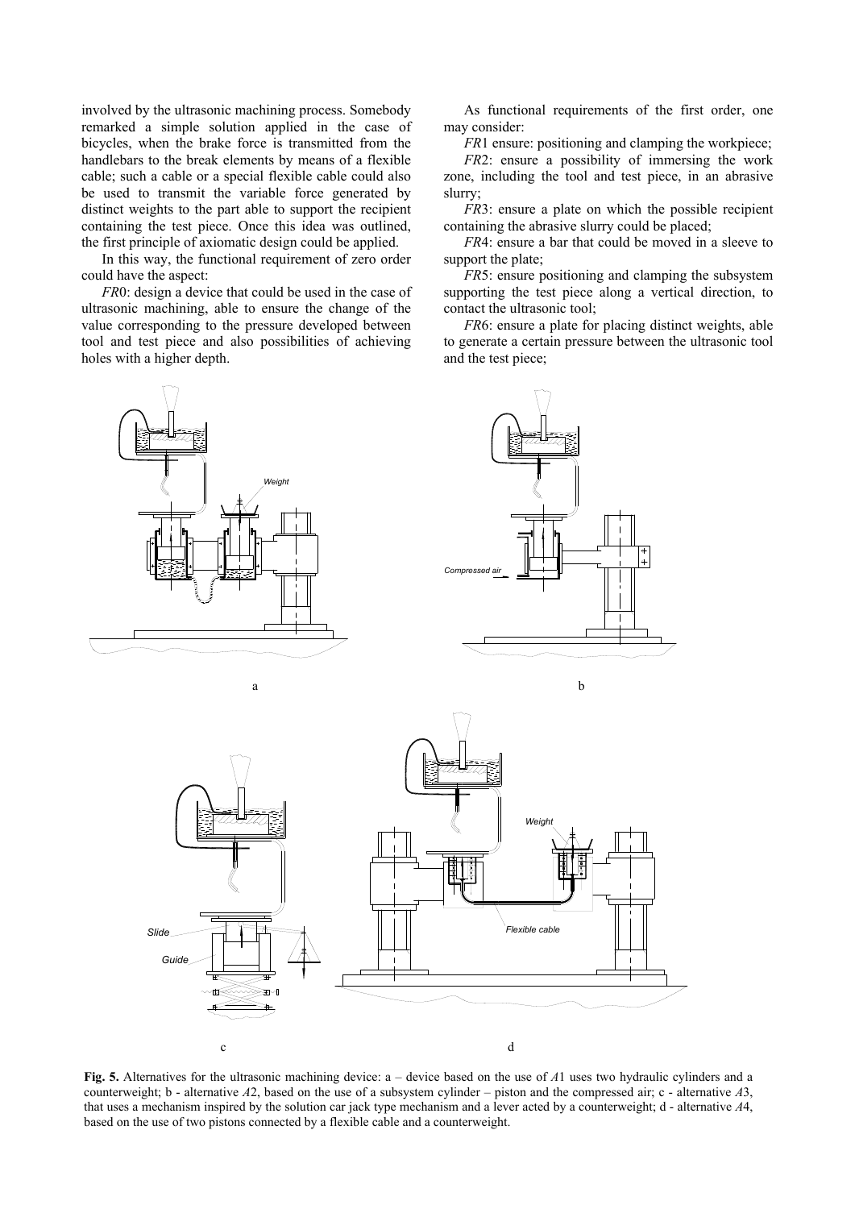involved by the ultrasonic machining process. Somebody remarked a simple solution applied in the case of bicycles, when the brake force is transmitted from the handlebars to the break elements by means of a flexible cable; such a cable or a special flexible cable could also be used to transmit the variable force generated by distinct weights to the part able to support the recipient containing the test piece. Once this idea was outlined, the first principle of axiomatic design could be applied.

In this way, the functional requirement of zero order could have the aspect:

*FR*0: design a device that could be used in the case of ultrasonic machining, able to ensure the change of the value corresponding to the pressure developed between tool and test piece and also possibilities of achieving holes with a higher depth.

As functional requirements of the first order, one may consider:

*FR*1 ensure: positioning and clamping the workpiece;

*FR*2: ensure a possibility of immersing the work zone, including the tool and test piece, in an abrasive slurry;

*FR*3: ensure a plate on which the possible recipient containing the abrasive slurry could be placed;

*FR*4: ensure a bar that could be moved in a sleeve to support the plate;

*FR*5: ensure positioning and clamping the subsystem supporting the test piece along a vertical direction, to contact the ultrasonic tool;

*FR*6: ensure a plate for placing distinct weights, able to generate a certain pressure between the ultrasonic tool and the test piece;

**Fig. 5.** Alternatives for the ultrasonic machining device: a – device based on the use of *A*1 uses two hydraulic cylinders and a counterweight; b - alternative *A*2, based on the use of a subsystem cylinder – piston and the compressed air; c - alternative *A*3, that uses a mechanism inspired by the solution car jack type mechanism and a lever acted by a counterweight; d - alternative *A*4, based on the use of two pistons connected by a flexible cable and a counterweight.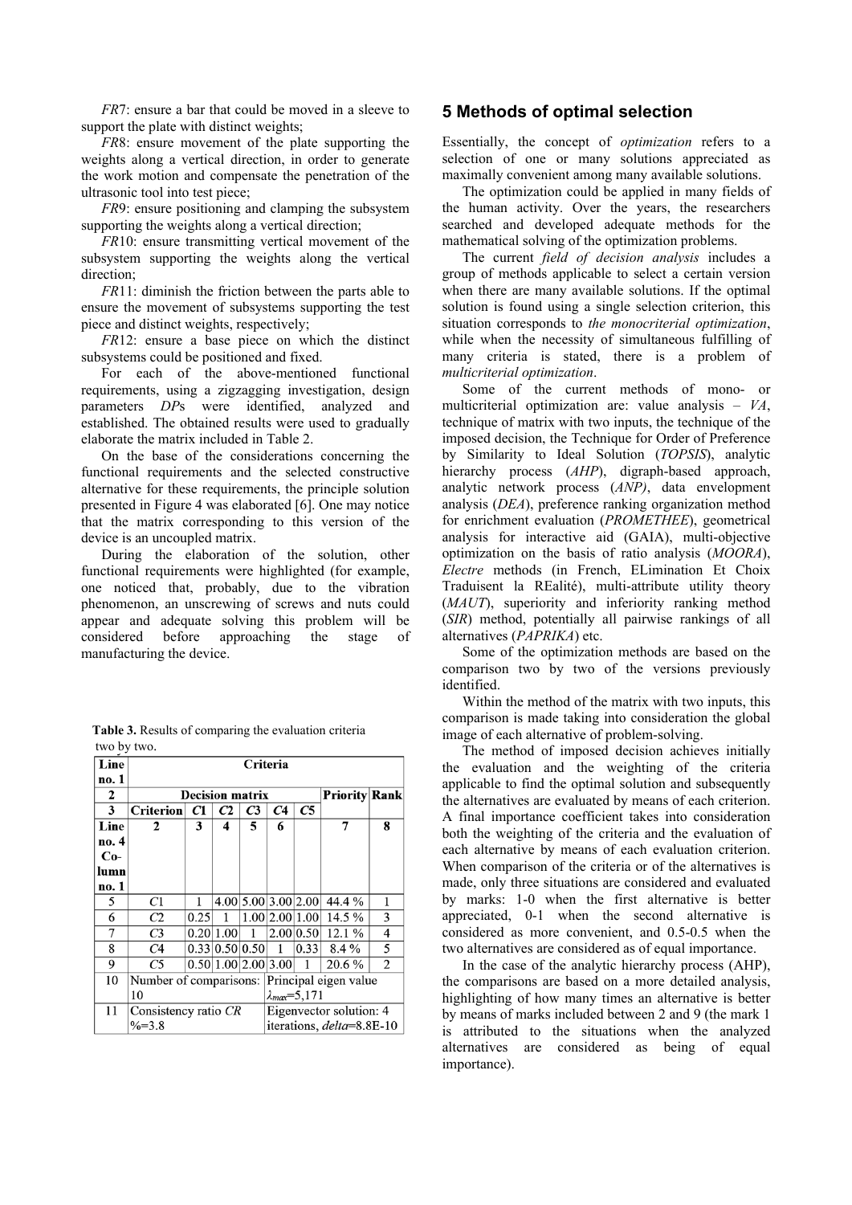*FR*7: ensure a bar that could be moved in a sleeve to support the plate with distinct weights;

*FR*8: ensure movement of the plate supporting the weights along a vertical direction, in order to generate the work motion and compensate the penetration of the ultrasonic tool into test piece;

*FR*9: ensure positioning and clamping the subsystem supporting the weights along a vertical direction;

*FR*10: ensure transmitting vertical movement of the subsystem supporting the weights along the vertical direction;

*FR*11: diminish the friction between the parts able to ensure the movement of subsystems supporting the test piece and distinct weights, respectively;

*FR*12: ensure a base piece on which the distinct subsystems could be positioned and fixed.

For each of the above-mentioned functional requirements, using a zigzagging investigation, design parameters *DP*s were identified, analyzed and established. The obtained results were used to gradually elaborate the matrix included in Table 2.

On the base of the considerations concerning the functional requirements and the selected constructive alternative for these requirements, the principle solution presented in Figure 4 was elaborated [6]. One may notice that the matrix corresponding to this version of the device is an uncoupled matrix.

During the elaboration of the solution, other functional requirements were highlighted (for example, one noticed that, probably, due to the vibration phenomenon, an unscrewing of screws and nuts could appear and adequate solving this problem will be considered before approaching the stage of manufacturing the device.

**Table 3.** Results of comparing the evaluation criteria two by two.

| Line no. 1 | Criteria | | | | | | | |
|---|---|---|---|---|---|---|---|---|
| 2 | Decision matrix | | | | | | Priority | Rank |
| 3 | Criterion | *C*1 | *C*2 | *C*3 | *C*4 | *C*5 | | |
| Line no. 4 Co-lumn no. 1 | 2 | 3 | 4 | 5 | 6 | | 7 | 8 |
| 5 | *C*1 | 1 | 4.00 | 5.00 | 3.00 | 2.00 | 44.4 % | 1 |
| 6 | *C*2 | 0.25 | 1 | 1.00 | 2.00 | 1.00 | 14.5 % | 3 |
| 7 | *C*3 | 0.20 | 1.00 | 1 | 2.00 | 0.50 | 12.1 % | 4 |
| 8 | *C*4 | 0.33 | 0.50 | 0.50 | 1 | 0.33 | 8.4 % | 5 |
| 9 | *C*5 | 0.50 | 1.00 | 2.00 | 3.00 | 1 | 20.6 % | 2 |
| 10 | Number of comparisons: 10 | | | Principal eigen value $\lambda_{max}$=5,171 | | | | |
| 11 | Consistency ratio *CR* %=3.8 | | | Eigenvector solution: 4 iterations, *delta*=8.8E-10 | | | | |

## 5 Methods of optimal selection

Essentially, the concept of *optimization* refers to a selection of one or many solutions appreciated as maximally convenient among many available solutions.

The optimization could be applied in many fields of the human activity. Over the years, the researchers searched and developed adequate methods for the mathematical solving of the optimization problems.

The current *field of decision analysis* includes a group of methods applicable to select a certain version when there are many available solutions. If the optimal solution is found using a single selection criterion, this situation corresponds to *the monocriterial optimization*, while when the necessity of simultaneous fulfilling of many criteria is stated, there is a problem of *multicriterial optimization*.

Some of the current methods of mono- or multicriterial optimization are: value analysis – *VA*, technique of matrix with two inputs, the technique of the imposed decision, the Technique for Order of Preference by Similarity to Ideal Solution (*TOPSIS*), analytic hierarchy process (*AHP*), digraph-based approach, analytic network process (*ANP*), data envelopment analysis (*DEA*), preference ranking organization method for enrichment evaluation (*PROMETHEE*), geometrical analysis for interactive aid (GAIA), multi-objective optimization on the basis of ratio analysis (*MOORA*), *Electre* methods (in French, ELimination Et Choix Traduisent la REalité), multi-attribute utility theory (*MAUT*), superiority and inferiority ranking method (*SIR*) method, potentially all pairwise rankings of all alternatives (*PAPRIKA*) etc.

Some of the optimization methods are based on the comparison two by two of the versions previously identified.

Within the method of the matrix with two inputs, this comparison is made taking into consideration the global image of each alternative of problem-solving.

The method of imposed decision achieves initially the evaluation and the weighting of the criteria applicable to find the optimal solution and subsequently the alternatives are evaluated by means of each criterion. A final importance coefficient takes into consideration both the weighting of the criteria and the evaluation of each alternative by means of each evaluation criterion. When comparison of the criteria or of the alternatives is made, only three situations are considered and evaluated by marks: 1-0 when the first alternative is better appreciated, 0-1 when the second alternative is considered as more convenient, and 0.5-0.5 when the two alternatives are considered as of equal importance.

In the case of the analytic hierarchy process (AHP), the comparisons are based on a more detailed analysis, highlighting of how many times an alternative is better by means of marks included between 2 and 9 (the mark 1 is attributed to the situations when the analyzed alternatives are considered as being of equal importance).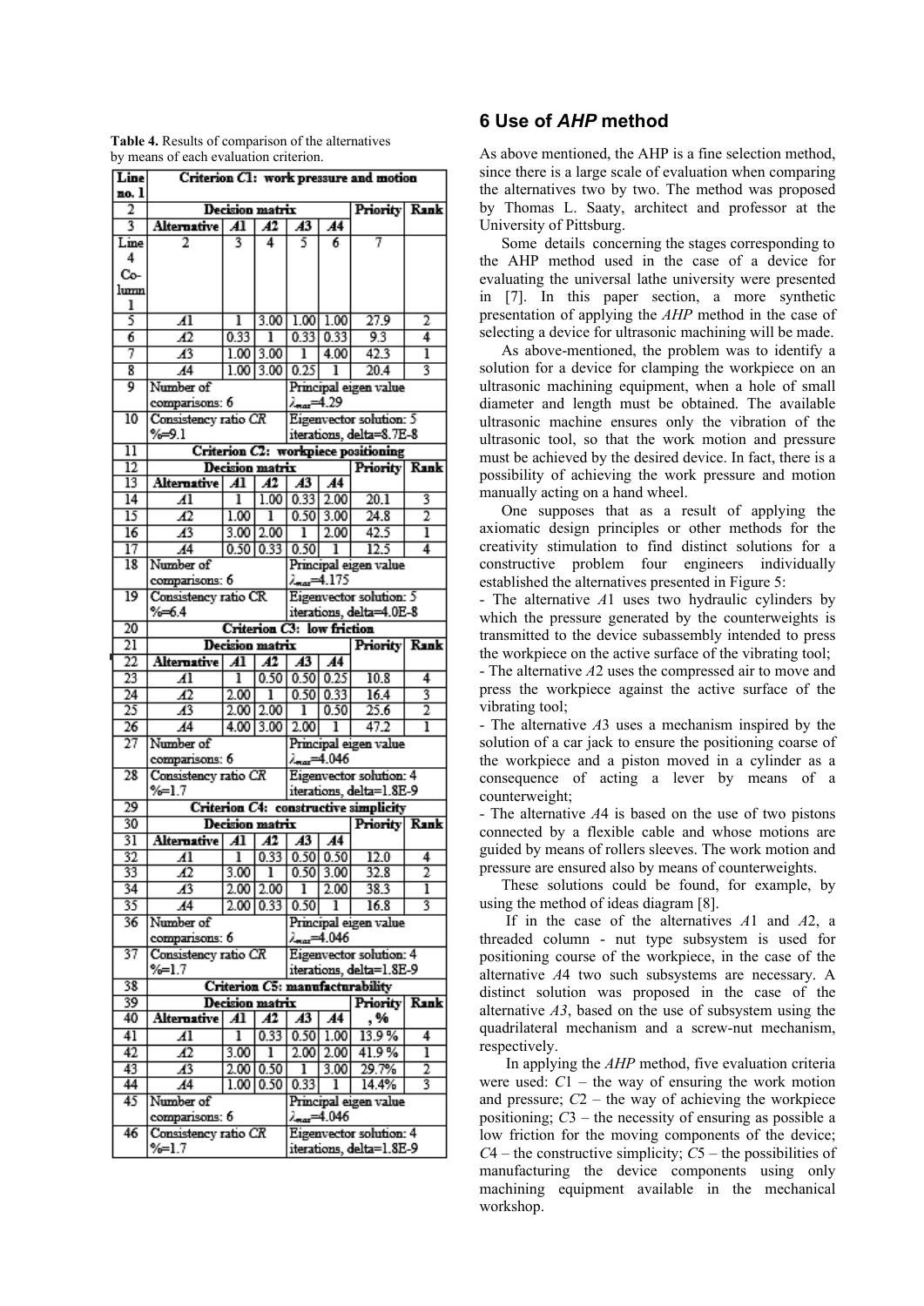**Table 4.** Results of comparison of the alternatives by means of each evaluation criterion.

| Line no. 1 | Criterion *C*1: work pressure and motion | | | | | | |
|---|---|---|---|---|---|---|---|
| 2 | Decision matrix | | | | | Priority | Rank |
| 3 | Alternative | *A*1 | *A*2 | *A*3 | *A*4 | | |
| Line 4 Column 1 | 2 | 3 | 4 | 5 | 6 | 7 | |
| 5 | *A*1 | 1 | 3.00 | 1.00 | 1.00 | 27.9 | 2 |
| 6 | *A*2 | 0.33 | 1 | 0.33 | 0.33 | 9.3 | 4 |
| 7 | *A*3 | 1.00 | 3.00 | 1 | 4.00 | 42.3 | 1 |
| 8 | *A*4 | 1.00 | 3.00 | 0.25 | 1 | 20.4 | 3 |
| 9 | Number of comparisons: 6 | | | Principal eigen value $\lambda_{max}$=4.29 | | | |
| 10 | Consistency ratio *CR* %=9.1 | | | Eigenvector solution: 5 iterations, delta=8.7E-8 | | | |
| 11 | Criterion *C*2: workpiece positioning | | | | | | |
| 12 | Decision matrix | | | | | Priority | Rank |
| 13 | Alternative | *A*1 | *A*2 | *A*3 | *A*4 | | |
| 14 | *A*1 | 1 | 1.00 | 0.33 | 2.00 | 20.1 | 3 |
| 15 | *A*2 | 1.00 | 1 | 0.50 | 3.00 | 24.8 | 2 |
| 16 | *A*3 | 3.00 | 2.00 | 1 | 2.00 | 42.5 | 1 |
| 17 | *A*4 | 0.50 | 0.33 | 0.50 | 1 | 12.5 | 4 |
| 18 | Number of comparisons: 6 | | | Principal eigen value $\lambda_{max}$=4.175 | | | |
| 19 | Consistency ratio CR %=6.4 | | | Eigenvector solution: 5 iterations, delta=4.0E-8 | | | |
| 20 | Criterion *C*3: low friction | | | | | | |
| 21 | Decision matrix | | | | | Priority | Rank |
| 22 | Alternative | *A*1 | *A*2 | *A*3 | *A*4 | | |
| 23 | *A*1 | 1 | 0.50 | 0.50 | 0.25 | 10.8 | 4 |
| 24 | *A*2 | 2.00 | 1 | 0.50 | 0.33 | 16.4 | 3 |
| 25 | *A*3 | 2.00 | 2.00 | 1 | 0.50 | 25.6 | 2 |
| 26 | *A*4 | 4.00 | 3.00 | 2.00 | 1 | 47.2 | 1 |
| 27 | Number of comparisons: 6 | | | Principal eigen value $\lambda_{max}$=4.046 | | | |
| 28 | Consistency ratio *CR* %=1.7 | | | Eigenvector solution: 4 iterations, delta=1.8E-9 | | | |
| 29 | Criterion *C*4: constructive simplicity | | | | | | |
| 30 | Decision matrix | | | | | Priority | Rank |
| 31 | Alternative | *A*1 | *A*2 | *A*3 | *A*4 | | |
| 32 | *A*1 | 1 | 0.33 | 0.50 | 0.50 | 12.0 | 4 |
| 33 | *A*2 | 3.00 | 1 | 0.50 | 3.00 | 32.8 | 2 |
| 34 | *A*3 | 2.00 | 2.00 | 1 | 2.00 | 38.3 | 1 |
| 35 | *A*4 | 2.00 | 0.33 | 0.50 | 1 | 16.8 | 3 |
| 36 | Number of comparisons: 6 | | | Principal eigen value $\lambda_{max}$=4.046 | | | |
| 37 | Consistency ratio *CR* %=1.7 | | | Eigenvector solution: 4 iterations, delta=1.8E-9 | | | |
| 38 | Criterion *C*5: manufacturability | | | | | | |
| 39 | Decision matrix | | | | | Priority, % | Rank |
| 40 | Alternative | *A*1 | *A*2 | *A*3 | *A*4 | | |
| 41 | *A*1 | 1 | 0.33 | 0.50 | 1.00 | 13.9 % | 4 |
| 42 | *A*2 | 3.00 | 1 | 2.00 | 2.00 | 41.9 % | 1 |
| 43 | *A*3 | 2.00 | 0.50 | 1 | 3.00 | 29.7% | 2 |
| 44 | *A*4 | 1.00 | 0.50 | 0.33 | 1 | 14.4% | 3 |
| 45 | Number of comparisons: 6 | | | Principal eigen value $\lambda_{max}$=4.046 | | | |
| 46 | Consistency ratio *CR* %=1.7 | | | Eigenvector solution: 4 iterations, delta=1.8E-9 | | | |

## 6 Use of *AHP* method

As above mentioned, the AHP is a fine selection method, since there is a large scale of evaluation when comparing the alternatives two by two. The method was proposed by Thomas L. Saaty, architect and professor at the University of Pittsburg.

Some details concerning the stages corresponding to the AHP method used in the case of a device for evaluating the universal lathe university were presented in [7]. In this paper section, a more synthetic presentation of applying the *AHP* method in the case of selecting a device for ultrasonic machining will be made.

As above-mentioned, the problem was to identify a solution for a device for clamping the workpiece on an ultrasonic machining equipment, when a hole of small diameter and length must be obtained. The available ultrasonic machine ensures only the vibration of the ultrasonic tool, so that the work motion and pressure must be achieved by the desired device. In fact, there is a possibility of achieving the work pressure and motion manually acting on a hand wheel.

One supposes that as a result of applying the axiomatic design principles or other methods for the creativity stimulation to find distinct solutions for a constructive problem four engineers individually established the alternatives presented in Figure 5:

- The alternative *A*1 uses two hydraulic cylinders by which the pressure generated by the counterweights is transmitted to the device subassembly intended to press the workpiece on the active surface of the vibrating tool;
- The alternative *A*2 uses the compressed air to move and press the workpiece against the active surface of the vibrating tool;
- The alternative *A*3 uses a mechanism inspired by the solution of a car jack to ensure the positioning coarse of the workpiece and a piston moved in a cylinder as a consequence of acting a lever by means of a counterweight;
- The alternative *A*4 is based on the use of two pistons connected by a flexible cable and whose motions are guided by means of rollers sleeves. The work motion and pressure are ensured also by means of counterweights.

These solutions could be found, for example, by using the method of ideas diagram [8].

If in the case of the alternatives *A*1 and *A*2, a threaded column - nut type subsystem is used for positioning course of the workpiece, in the case of the alternative *A*4 two such subsystems are necessary. A distinct solution was proposed in the case of the alternative *A3*, based on the use of subsystem using the quadrilateral mechanism and a screw-nut mechanism, respectively.

In applying the *AHP* method, five evaluation criteria were used: *C*1 – the way of ensuring the work motion and pressure; *C*2 – the way of achieving the workpiece positioning; *C*3 – the necessity of ensuring as possible a low friction for the moving components of the device; *C*4 – the constructive simplicity; *C*5 – the possibilities of manufacturing the device components using only machining equipment available in the mechanical workshop.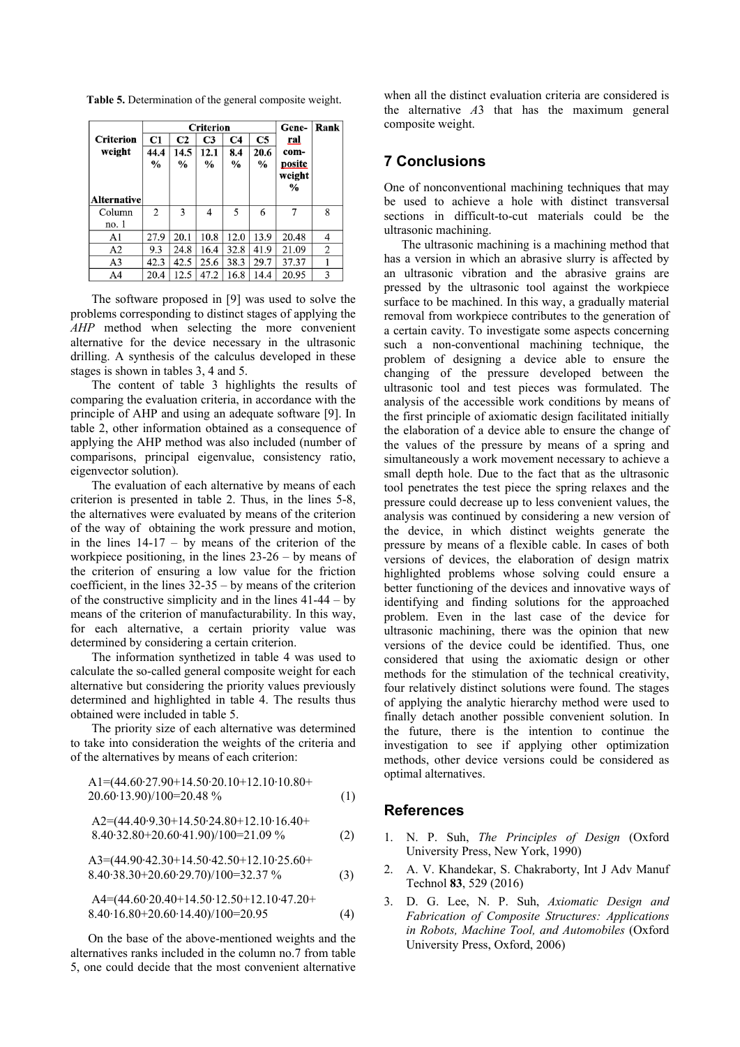**Table 5.** Determination of the general composite weight.

| Criterion weight / Alternative | Criterion | | | | | General composite weight % | Rank |
|---|---|---|---|---|---|---|---|
| | C1 | C2 | C3 | C4 | C5 | | |
| | 44.4 % | 14.5 % | 12.1 % | 8.4 % | 20.6 % | | |
| Column no. 1 | 2 | 3 | 4 | 5 | 6 | 7 | 8 |
| A1 | 27.9 | 20.1 | 10.8 | 12.0 | 13.9 | 20.48 | 4 |
| A2 | 9.3 | 24.8 | 16.4 | 32.8 | 41.9 | 21.09 | 2 |
| A3 | 42.3 | 42.5 | 25.6 | 38.3 | 29.7 | 37.37 | 1 |
| A4 | 20.4 | 12.5 | 47.2 | 16.8 | 14.4 | 20.95 | 3 |

The software proposed in [9] was used to solve the problems corresponding to distinct stages of applying the *AHP* method when selecting the more convenient alternative for the device necessary in the ultrasonic drilling. A synthesis of the calculus developed in these stages is shown in tables 3, 4 and 5.

The content of table 3 highlights the results of comparing the evaluation criteria, in accordance with the principle of AHP and using an adequate software [9]. In table 2, other information obtained as a consequence of applying the AHP method was also included (number of comparisons, principal eigenvalue, consistency ratio, eigenvector solution).

The evaluation of each alternative by means of each criterion is presented in table 2. Thus, in the lines 5-8, the alternatives were evaluated by means of the criterion of the way of obtaining the work pressure and motion, in the lines 14-17 – by means of the criterion of the workpiece positioning, in the lines 23-26 – by means of the criterion of ensuring a low value for the friction coefficient, in the lines 32-35 – by means of the criterion of the constructive simplicity and in the lines 41-44 – by means of the criterion of manufacturability. In this way, for each alternative, a certain priority value was determined by considering a certain criterion.

The information synthetized in table 4 was used to calculate the so-called general composite weight for each alternative but considering the priority values previously determined and highlighted in table 4. The results thus obtained were included in table 5.

The priority size of each alternative was determined to take into consideration the weights of the criteria and of the alternatives by means of each criterion:

$$A1=(44.60\cdot 27.90+14.50\cdot 20.10+12.10\cdot 10.80+20.60\cdot 13.90)/100=20.48\ \% \quad (1)$$

$$A2=(44.40\cdot 9.30+14.50\cdot 24.80+12.10\cdot 16.40+8.40\cdot 32.80+20.60\cdot 41.90)/100=21.09\ \% \quad (2)$$

$$A3=(44.90\cdot 42.30+14.50\cdot 42.50+12.10\cdot 25.60+8.40\cdot 38.30+20.60\cdot 29.70)/100=32.37\ \% \quad (3)$$

$$A4=(44.60\cdot 20.40+14.50\cdot 12.50+12.10\cdot 47.20+8.40\cdot 16.80+20.60\cdot 14.40)/100=20.95 \quad (4)$$

On the base of the above-mentioned weights and the alternatives ranks included in the column no.7 from table 5, one could decide that the most convenient alternative when all the distinct evaluation criteria are considered is the alternative *A*3 that has the maximum general composite weight.

## 7 Conclusions

One of nonconventional machining techniques that may be used to achieve a hole with distinct transversal sections in difficult-to-cut materials could be the ultrasonic machining.

The ultrasonic machining is a machining method that has a version in which an abrasive slurry is affected by an ultrasonic vibration and the abrasive grains are pressed by the ultrasonic tool against the workpiece surface to be machined. In this way, a gradually material removal from workpiece contributes to the generation of a certain cavity. To investigate some aspects concerning such a non-conventional machining technique, the problem of designing a device able to ensure the changing of the pressure developed between the ultrasonic tool and test pieces was formulated. The analysis of the accessible work conditions by means of the first principle of axiomatic design facilitated initially the elaboration of a device able to ensure the change of the values of the pressure by means of a spring and simultaneously a work movement necessary to achieve a small depth hole. Due to the fact that as the ultrasonic tool penetrates the test piece the spring relaxes and the pressure could decrease up to less convenient values, the analysis was continued by considering a new version of the device, in which distinct weights generate the pressure by means of a flexible cable. In cases of both versions of devices, the elaboration of design matrix highlighted problems whose solving could ensure a better functioning of the devices and innovative ways of identifying and finding solutions for the approached problem. Even in the last case of the device for ultrasonic machining, there was the opinion that new versions of the device could be identified. Thus, one considered that using the axiomatic design or other methods for the stimulation of the technical creativity, four relatively distinct solutions were found. The stages of applying the analytic hierarchy method were used to finally detach another possible convenient solution. In the future, there is the intention to continue the investigation to see if applying other optimization methods, other device versions could be considered as optimal alternatives.

## References

1. N. P. Suh, *The Principles of Design* (Oxford University Press, New York, 1990)
2. A. V. Khandekar, S. Chakraborty, Int J Adv Manuf Technol **83**, 529 (2016)
3. D. G. Lee, N. P. Suh, *Axiomatic Design and Fabrication of Composite Structures: Applications in Robots, Machine Tool, and Automobiles* (Oxford University Press, Oxford, 2006)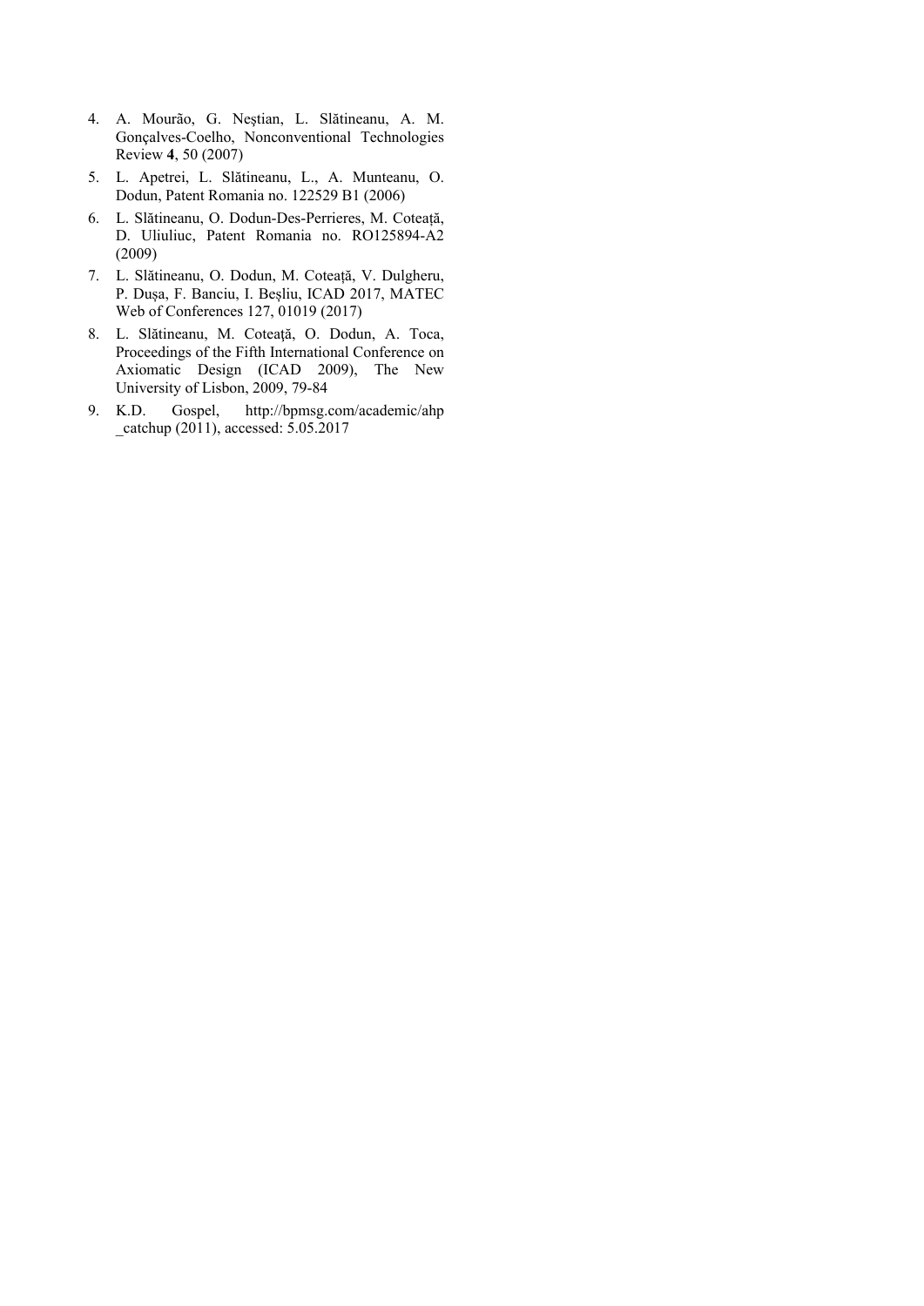4. A. Mourão, G. Neştian, L. Slătineanu, A. M. Gonçalves-Coelho, Nonconventional Technologies Review **4**, 50 (2007)
5. L. Apetrei, L. Slătineanu, L., A. Munteanu, O. Dodun, Patent Romania no. 122529 B1 (2006)
6. L. Slătineanu, O. Dodun-Des-Perrieres, M. Coteață, D. Uliuliuc, Patent Romania no. RO125894-A2 (2009)
7. L. Slătineanu, O. Dodun, M. Coteață, V. Dulgheru, P. Dușa, F. Banciu, I. Beșliu, ICAD 2017, MATEC Web of Conferences 127, 01019 (2017)
8. L. Slătineanu, M. Coteaţă, O. Dodun, A. Toca, Proceedings of the Fifth International Conference on Axiomatic Design (ICAD 2009), The New University of Lisbon, 2009, 79-84
9. K.D. Gospel, http://bpmsg.com/academic/ahp_catchup (2011), accessed: 5.05.2017